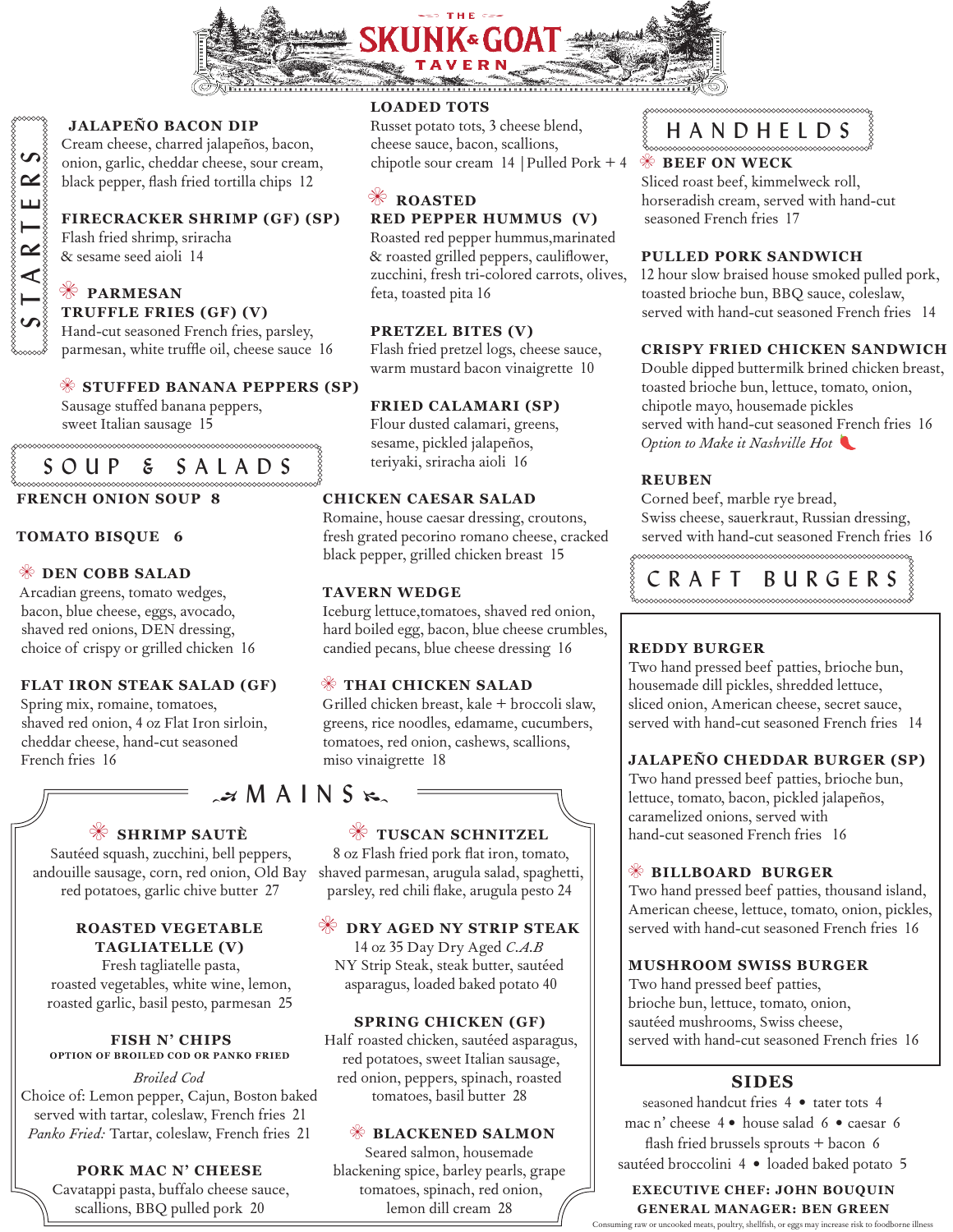# THE SKUNK & GOAT TAVERN

## STARTERS

**JALAPEÑO BACON DIP**
Cream cheese, charred jalapeños, bacon, onion, garlic, cheddar cheese, sour cream, black pepper, flash fried tortilla chips 12

**FIRECRACKER SHRIMP (GF) (SP)**
Flash fried shrimp, sriracha & sesame seed aioli 14

**PARMESAN TRUFFLE FRIES (GF) (V)**
Hand-cut seasoned French fries, parsley, parmesan, white truffle oil, cheese sauce 16

**STUFFED BANANA PEPPERS (SP)**
Sausage stuffed banana peppers, sweet Italian sausage 15

**LOADED TOTS**
Russet potato tots, 3 cheese blend, cheese sauce, bacon, scallions, chipotle sour cream 14 | Pulled Pork + 4

**ROASTED RED PEPPER HUMMUS (V)**
Roasted red pepper hummus,marinated & roasted grilled peppers, cauliflower, zucchini, fresh tri-colored carrots, olives, feta, toasted pita 16

**PRETZEL BITES (V)**
Flash fried pretzel logs, cheese sauce, warm mustard bacon vinaigrette 10

**FRIED CALAMARI (SP)**
Flour dusted calamari, greens, sesame, pickled jalapeños, teriyaki, sriracha aioli 16

## SOUP & SALADS

**FRENCH ONION SOUP 8**

**TOMATO BISQUE 6**

**DEN COBB SALAD**
Arcadian greens, tomato wedges, bacon, blue cheese, eggs, avocado, shaved red onions, DEN dressing, choice of crispy or grilled chicken 16

**FLAT IRON STEAK SALAD (GF)**
Spring mix, romaine, tomatoes, shaved red onion, 4 oz Flat Iron sirloin, cheddar cheese, hand-cut seasoned French fries 16

**CHICKEN CAESAR SALAD**
Romaine, house caesar dressing, croutons, fresh grated pecorino romano cheese, cracked black pepper, grilled chicken breast 15

**TAVERN WEDGE**
Iceburg lettuce,tomatoes, shaved red onion, hard boiled egg, bacon, blue cheese crumbles, candied pecans, blue cheese dressing 16

**THAI CHICKEN SALAD**
Grilled chicken breast, kale + broccoli slaw, greens, rice noodles, edamame, cucumbers, tomatoes, red onion, cashews, scallions, miso vinaigrette 18

## MAINS

**SHRIMP SAUTÈ**
Sautéed squash, zucchini, bell peppers, andouille sausage, corn, red onion, Old Bay red potatoes, garlic chive butter 27

**ROASTED VEGETABLE TAGLIATELLE (V)**
Fresh tagliatelle pasta, roasted vegetables, white wine, lemon, roasted garlic, basil pesto, parmesan 25

**FISH N' CHIPS**
**OPTION OF BROILED COD OR PANKO FRIED**
*Broiled Cod*
Choice of: Lemon pepper, Cajun, Boston baked served with tartar, coleslaw, French fries 21
*Panko Fried:* Tartar, coleslaw, French fries 21

**PORK MAC N' CHEESE**
Cavatappi pasta, buffalo cheese sauce, scallions, BBQ pulled pork 20

**TUSCAN SCHNITZEL**
8 oz Flash fried pork flat iron, tomato, shaved parmesan, arugula salad, spaghetti, parsley, red chili flake, arugula pesto 24

**DRY AGED NY STRIP STEAK**
14 oz 35 Day Dry Aged *C.A.B* NY Strip Steak, steak butter, sautéed asparagus, loaded baked potato 40

**SPRING CHICKEN (GF)**
Half roasted chicken, sautéed asparagus, red potatoes, sweet Italian sausage, red onion, peppers, spinach, roasted tomatoes, basil butter 28

**BLACKENED SALMON**
Seared salmon, housemade blackening spice, barley pearls, grape tomatoes, spinach, red onion, lemon dill cream 28

## HANDHELDS

**BEEF ON WECK**
Sliced roast beef, kimmelweck roll, horseradish cream, served with hand-cut seasoned French fries 17

**PULLED PORK SANDWICH**
12 hour slow braised house smoked pulled pork, toasted brioche bun, BBQ sauce, coleslaw, served with hand-cut seasoned French fries 14

**CRISPY FRIED CHICKEN SANDWICH**
Double dipped buttermilk brined chicken breast, toasted brioche bun, lettuce, tomato, onion, chipotle mayo, housemade pickles served with hand-cut seasoned French fries 16
*Option to Make it Nashville Hot*

**REUBEN**
Corned beef, marble rye bread, Swiss cheese, sauerkraut, Russian dressing, served with hand-cut seasoned French fries 16

## CRAFT BURGERS

**REDDY BURGER**
Two hand pressed beef patties, brioche bun, housemade dill pickles, shredded lettuce, sliced onion, American cheese, secret sauce, served with hand-cut seasoned French fries 14

**JALAPEÑO CHEDDAR BURGER (SP)**
Two hand pressed beef patties, brioche bun, lettuce, tomato, bacon, pickled jalapeños, caramelized onions, served with hand-cut seasoned French fries 16

**BILLBOARD BURGER**
Two hand pressed beef patties, thousand island, American cheese, lettuce, tomato, onion, pickles, served with hand-cut seasoned French fries 16

**MUSHROOM SWISS BURGER**
Two hand pressed beef patties, brioche bun, lettuce, tomato, onion, sautéed mushrooms, Swiss cheese, served with hand-cut seasoned French fries 16

## SIDES

seasoned handcut fries 4 • tater tots 4
mac n' cheese 4 • house salad 6 • caesar 6
flash fried brussels sprouts + bacon 6
sautéed broccolini 4 • loaded baked potato 5

**EXECUTIVE CHEF: JOHN BOUQUIN**
**GENERAL MANAGER: BEN GREEN**

Consuming raw or uncooked meats, poultry, shellfish, or eggs may increase risk to foodborne illness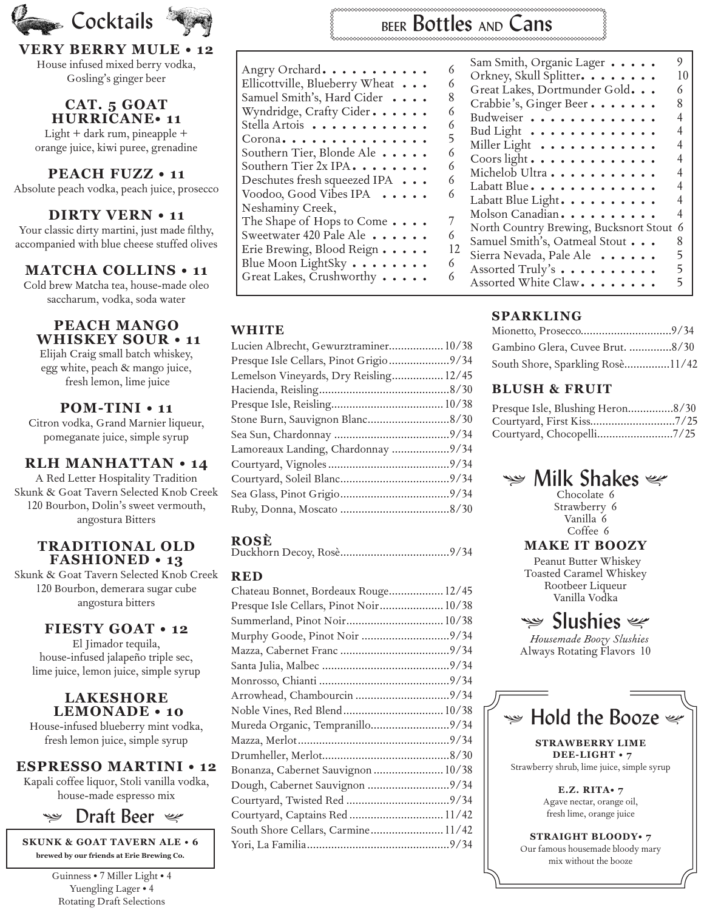# Cocktails

### VERY BERRY MULE • 12
House infused mixed berry vodka, Gosling's ginger beer

### CAT. 5 GOAT HURRICANE• 11
Light + dark rum, pineapple + orange juice, kiwi puree, grenadine

### PEACH FUZZ • 11
Absolute peach vodka, peach juice, prosecco

### DIRTY VERN • 11
Your classic dirty martini, just made filthy, accompanied with blue cheese stuffed olives

### MATCHA COLLINS • 11
Cold brew Matcha tea, house-made oleo saccharum, vodka, soda water

### PEACH MANGO WHISKEY SOUR • 11
Elijah Craig small batch whiskey, egg white, peach & mango juice, fresh lemon, lime juice

### POM-TINI • 11
Citron vodka, Grand Marnier liqueur, pomeganate juice, simple syrup

### RLH MANHATTAN • 14
A Red Letter Hospitality Tradition Skunk & Goat Tavern Selected Knob Creek 120 Bourbon, Dolin's sweet vermouth, angostura Bitters

### TRADITIONAL OLD FASHIONED • 13
Skunk & Goat Tavern Selected Knob Creek 120 Bourbon, demerara sugar cube angostura bitters

### FIESTY GOAT • 12
El Jimador tequila, house-infused jalapeño triple sec, lime juice, lemon juice, simple syrup

### LAKESHORE LEMONADE • 10
House-infused blueberry mint vodka, fresh lemon juice, simple syrup

### ESPRESSO MARTINI • 12
Kapali coffee liquor, Stoli vanilla vodka, house-made espresso mix

# Draft Beer

**SKUNK & GOAT TAVERN ALE • 6**
**brewed by our friends at Erie Brewing Co.**

Guinness • 7 Miller Light • 4
Yuengling Lager • 4
Rotating Draft Selections

# BEER Bottles AND Cans

| | |
|---|---|
| Angry Orchard | 6 |
| Ellicottville, Blueberry Wheat | 6 |
| Samuel Smith's, Hard Cider | 8 |
| Wyndridge, Crafty Cider | 6 |
| Stella Artois | 6 |
| Corona | 5 |
| Southern Tier, Blonde Ale | 6 |
| Southern Tier 2x IPA | 6 |
| Deschutes fresh squeezed IPA | 6 |
| Voodoo, Good Vibes IPA | 6 |
| Neshaminy Creek, The Shape of Hops to Come | 7 |
| Sweetwater 420 Pale Ale | 6 |
| Erie Brewing, Blood Reign | 12 |
| Blue Moon LightSky | 6 |
| Great Lakes, Crushworthy | 6 |
| Sam Smith, Organic Lager | 9 |
| Orkney, Skull Splitter | 10 |
| Great Lakes, Dortmunder Gold | 6 |
| Crabbie's, Ginger Beer | 8 |
| Budweiser | 4 |
| Bud Light | 4 |
| Miller Light | 4 |
| Coors light | 4 |
| Michelob Ultra | 4 |
| Labatt Blue | 4 |
| Labatt Blue Light | 4 |
| Molson Canadian | 4 |
| North Country Brewing, Bucksnort Stout | 6 |
| Samuel Smith's, Oatmeal Stout | 8 |
| Sierra Nevada, Pale Ale | 5 |
| Assorted Truly's | 5 |
| Assorted White Claw | 5 |

## WHITE

| | |
|---|---|
| Lucien Albrecht, Gewurztraminer | 10/38 |
| Presque Isle Cellars, Pinot Grigio | 9/34 |
| Lemelson Vineyards, Dry Reisling | 12/45 |
| Hacienda, Reisling | 8/30 |
| Presque Isle, Reisling | 10/38 |
| Stone Burn, Sauvignon Blanc | 8/30 |
| Sea Sun, Chardonnay | 9/34 |
| Lamoreaux Landing, Chardonnay | 9/34 |
| Courtyard, Vignoles | 9/34 |
| Courtyard, Soleil Blanc | 9/34 |
| Sea Glass, Pinot Grigio | 9/34 |
| Ruby, Donna, Moscato | 8/30 |

## ROSÈ

| | |
|---|---|
| Duckhorn Decoy, Rosè | 9/34 |

## RED

| | |
|---|---|
| Chateau Bonnet, Bordeaux Rouge | 12/45 |
| Presque Isle Cellars, Pinot Noir | 10/38 |
| Summerland, Pinot Noir | 10/38 |
| Murphy Goode, Pinot Noir | 9/34 |
| Mazza, Cabernet Franc | 9/34 |
| Santa Julia, Malbec | 9/34 |
| Monrosso, Chianti | 9/34 |
| Arrowhead, Chambourcin | 9/34 |
| Noble Vines, Red Blend | 10/38 |
| Mureda Organic, Tempranillo | 9/34 |
| Mazza, Merlot | 9/34 |
| Drumheller, Merlot | 8/30 |
| Bonanza, Cabernet Sauvignon | 10/38 |
| Dough, Cabernet Sauvignon | 9/34 |
| Courtyard, Twisted Red | 9/34 |
| Courtyard, Captains Red | 11/42 |
| South Shore Cellars, Carmine | 11/42 |
| Yori, La Familia | 9/34 |

## SPARKLING

| | |
|---|---|
| Mionetto, Prosecco | 9/34 |
| Gambino Glera, Cuvee Brut. | 8/30 |
| South Shore, Sparkling Rosè | 11/42 |

## BLUSH & FRUIT

| | |
|---|---|
| Presque Isle, Blushing Heron | 8/30 |
| Courtyard, First Kiss | 7/25 |
| Courtyard, Chocopelli | 7/25 |

# Milk Shakes

Chocolate 6
Strawberry 6
Vanilla 6
Coffee 6

### MAKE IT BOOZY

Peanut Butter Whiskey
Toasted Caramel Whiskey
Rootbeer Liqueur
Vanilla Vodka

# Slushies

*Housemade Boozy Slushies*
Always Rotating Flavors 10

# Hold the Booze

### STRAWBERRY LIME DEE-LIGHT • 7
Strawberry shrub, lime juice, simple syrup

### E.Z. RITA• 7
Agave nectar, orange oil, fresh lime, orange juice

### STRAIGHT BLOODY• 7
Our famous housemade bloody mary mix without the booze